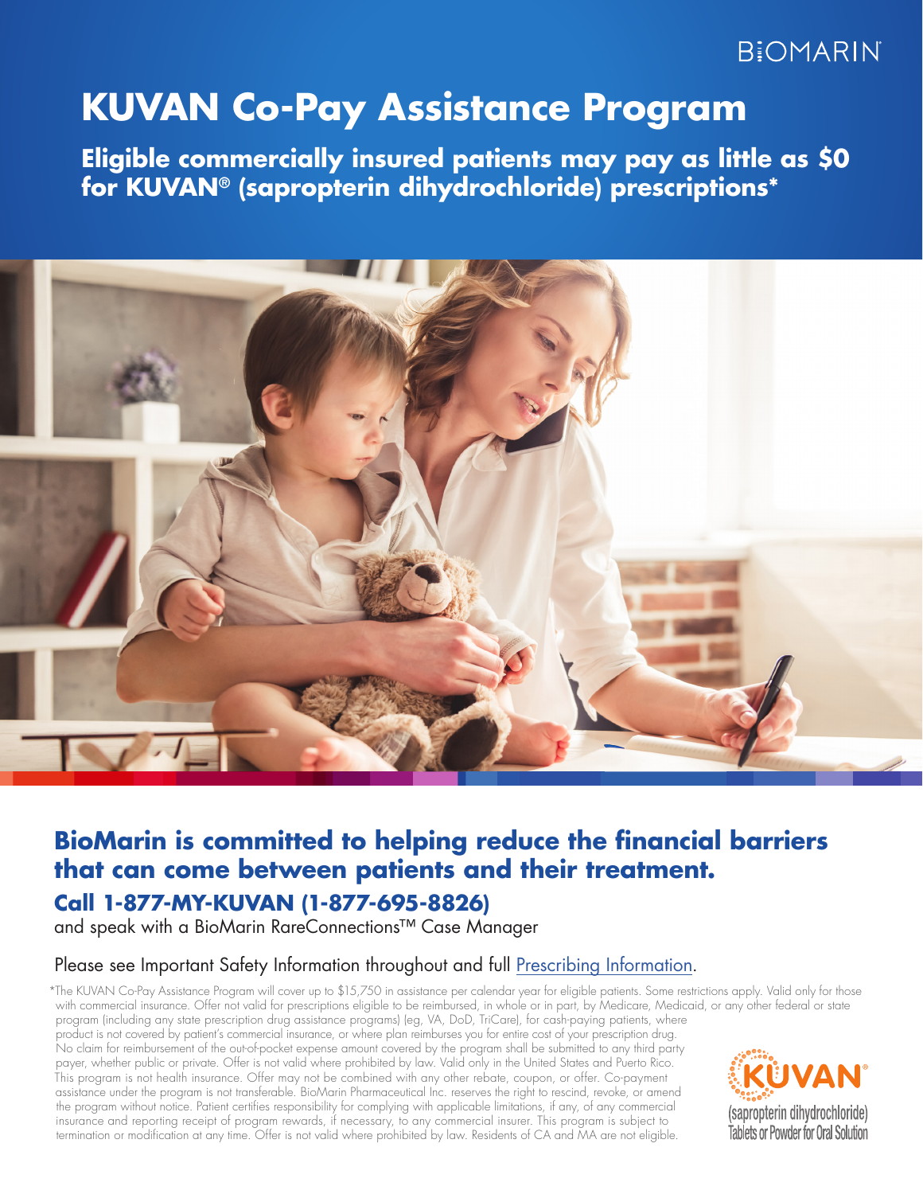BIOMARIN

# KUVAN Co-Pay Assistance Program

**Eligible commercially insured patients may pay as little as $0 for KUVAN® (sapropterin dihydrochloride) prescriptions***

## BioMarin is committed to helping reduce the financial barriers that can come between patients and their treatment.

### Call 1-877-MY-KUVAN (1-877-695-8826)

and speak with a BioMarin RareConnections™ Case Manager

Please see Important Safety Information throughout and full Prescribing Information.

*The KUVAN Co-Pay Assistance Program will cover up to $15,750 in assistance per calendar year for eligible patients. Some restrictions apply. Valid only for those with commercial insurance. Offer not valid for prescriptions eligible to be reimbursed, in whole or in part, by Medicare, Medicaid, or any other federal or state program (including any state prescription drug assistance programs) (eg, VA, DoD, TriCare), for cash-paying patients, where product is not covered by patient's commercial insurance, or where plan reimburses you for entire cost of your prescription drug. No claim for reimbursement of the out-of-pocket expense amount covered by the program shall be submitted to any third party payer, whether public or private. Offer is not valid where prohibited by law. Valid only in the United States and Puerto Rico. This program is not health insurance. Offer may not be combined with any other rebate, coupon, or offer. Co-payment assistance under the program is not transferable. BioMarin Pharmaceutical Inc. reserves the right to rescind, revoke, or amend the program without notice. Patient certifies responsibility for complying with applicable limitations, if any, of any commercial insurance and reporting receipt of program rewards, if necessary, to any commercial insurer. This program is subject to termination or modification at any time. Offer is not valid where prohibited by law. Residents of CA and MA are not eligible.

KUVAN® (sapropterin dihydrochloride) Tablets or Powder for Oral Solution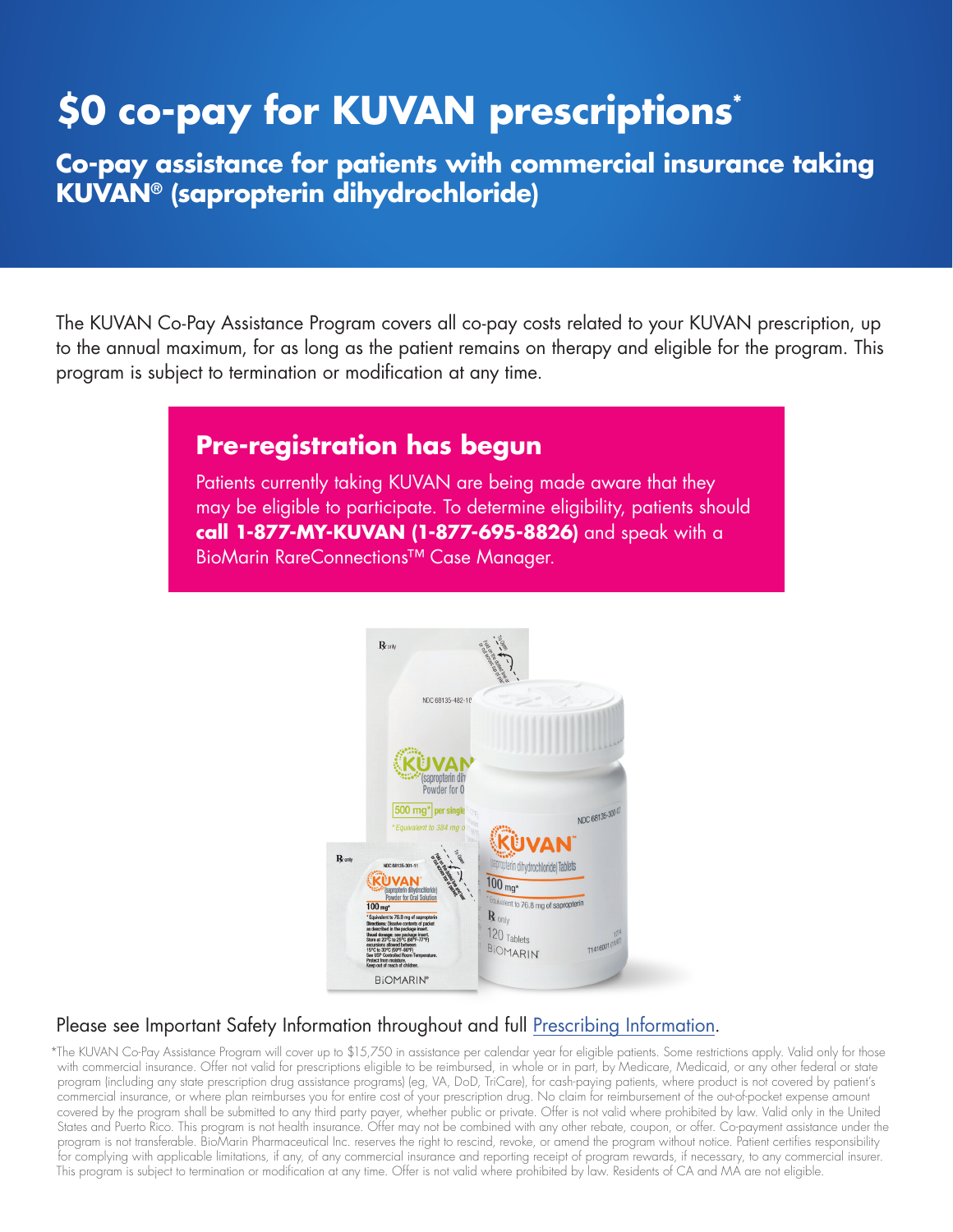# $0 co-pay for KUVAN prescriptions*

## Co-pay assistance for patients with commercial insurance taking KUVAN® (sapropterin dihydrochloride)

The KUVAN Co-Pay Assistance Program covers all co-pay costs related to your KUVAN prescription, up to the annual maximum, for as long as the patient remains on therapy and eligible for the program. This program is subject to termination or modification at any time.

### Pre-registration has begun

Patients currently taking KUVAN are being made aware that they may be eligible to participate. To determine eligibility, patients should **call 1-877-MY-KUVAN (1-877-695-8826)** and speak with a BioMarin RareConnections™ Case Manager.

Please see Important Safety Information throughout and full Prescribing Information.

*The KUVAN Co-Pay Assistance Program will cover up to $15,750 in assistance per calendar year for eligible patients. Some restrictions apply. Valid only for those with commercial insurance. Offer not valid for prescriptions eligible to be reimbursed, in whole or in part, by Medicare, Medicaid, or any other federal or state program (including any state prescription drug assistance programs) (eg, VA, DoD, TriCare), for cash-paying patients, where product is not covered by patient's commercial insurance, or where plan reimburses you for entire cost of your prescription drug. No claim for reimbursement of the out-of-pocket expense amount covered by the program shall be submitted to any third party payer, whether public or private. Offer is not valid where prohibited by law. Valid only in the United States and Puerto Rico. This program is not health insurance. Offer may not be combined with any other rebate, coupon, or offer. Co-payment assistance under the program is not transferable. BioMarin Pharmaceutical Inc. reserves the right to rescind, revoke, or amend the program without notice. Patient certifies responsibility for complying with applicable limitations, if any, of any commercial insurance and reporting receipt of program rewards, if necessary, to any commercial insurer. This program is subject to termination or modification at any time. Offer is not valid where prohibited by law. Residents of CA and MA are not eligible.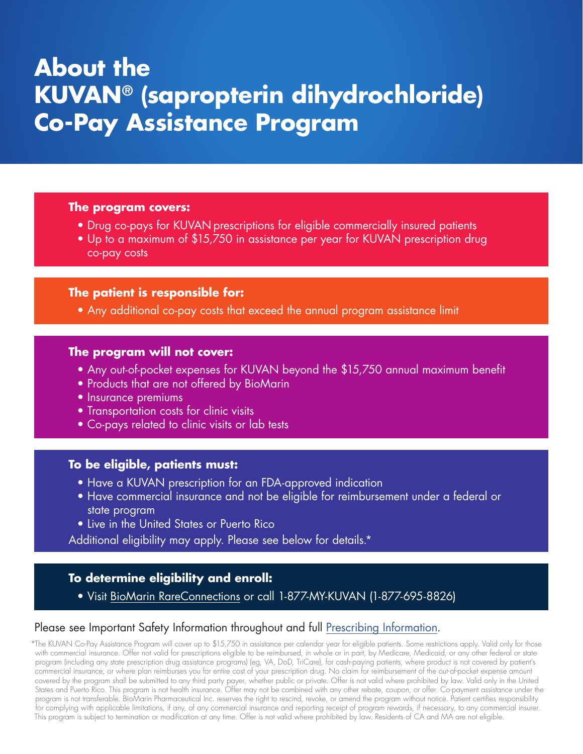# About the KUVAN® (sapropterin dihydrochloride) Co-Pay Assistance Program

**The program covers:**

- Drug co-pays for KUVAN prescriptions for eligible commercially insured patients
- Up to a maximum of $15,750 in assistance per year for KUVAN prescription drug co-pay costs

**The patient is responsible for:**

- Any additional co-pay costs that exceed the annual program assistance limit

**The program will not cover:**

- Any out-of-pocket expenses for KUVAN beyond the $15,750 annual maximum benefit
- Products that are not offered by BioMarin
- Insurance premiums
- Transportation costs for clinic visits
- Co-pays related to clinic visits or lab tests

**To be eligible, patients must:**

- Have a KUVAN prescription for an FDA-approved indication
- Have commercial insurance and not be eligible for reimbursement under a federal or state program
- Live in the United States or Puerto Rico

Additional eligibility may apply. Please see below for details.*

**To determine eligibility and enroll:**

- Visit BioMarin RareConnections or call 1-877-MY-KUVAN (1-877-695-8826)

Please see Important Safety Information throughout and full Prescribing Information.

*The KUVAN Co-Pay Assistance Program will cover up to $15,750 in assistance per calendar year for eligible patients. Some restrictions apply. Valid only for those with commercial insurance. Offer not valid for prescriptions eligible to be reimbursed, in whole or in part, by Medicare, Medicaid, or any other federal or state program (including any state prescription drug assistance programs) (eg, VA, DoD, TriCare), for cash-paying patients, where product is not covered by patient's commercial insurance, or where plan reimburses you for entire cost of your prescription drug. No claim for reimbursement of the out-of-pocket expense amount covered by the program shall be submitted to any third party payer, whether public or private. Offer is not valid where prohibited by law. Valid only in the United States and Puerto Rico. This program is not health insurance. Offer may not be combined with any other rebate, coupon, or offer. Co-payment assistance under the program is not transferable. BioMarin Pharmaceutical Inc. reserves the right to rescind, revoke, or amend the program without notice. Patient certifies responsibility for complying with applicable limitations, if any, of any commercial insurance and reporting receipt of program rewards, if necessary, to any commercial insurer. This program is subject to termination or modification at any time. Offer is not valid where prohibited by law. Residents of CA and MA are not eligible.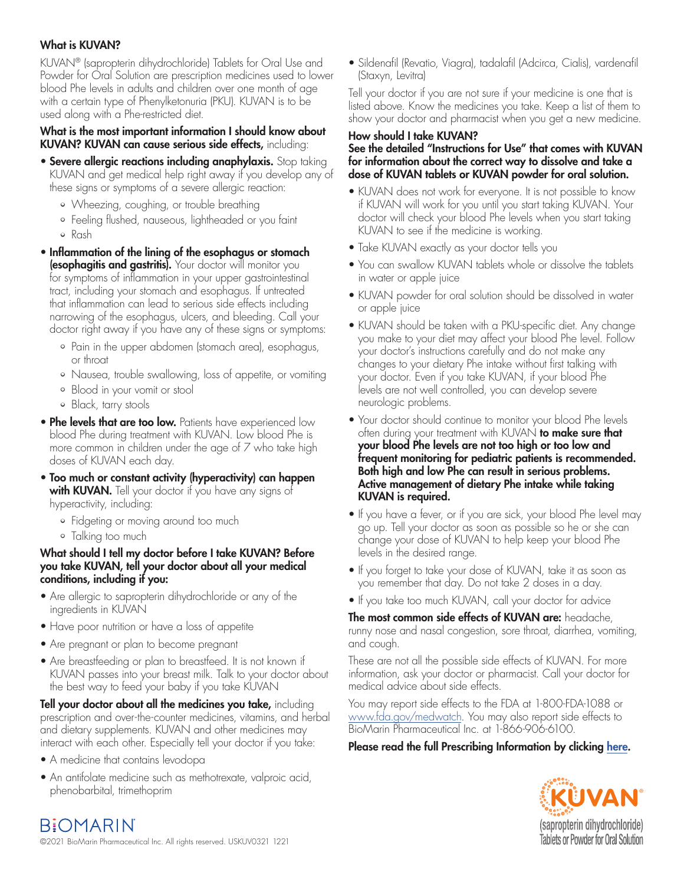## What is KUVAN?

KUVAN® (sapropterin dihydrochloride) Tablets for Oral Use and Powder for Oral Solution are prescription medicines used to lower blood Phe levels in adults and children over one month of age with a certain type of Phenylketonuria (PKU). KUVAN is to be used along with a Phe-restricted diet.

**What is the most important information I should know about KUVAN? KUVAN can cause serious side effects,** including:

- **Severe allergic reactions including anaphylaxis.** Stop taking KUVAN and get medical help right away if you develop any of these signs or symptoms of a severe allergic reaction:
  - Wheezing, coughing, or trouble breathing
  - Feeling flushed, nauseous, lightheaded or you faint
  - Rash
- **Inflammation of the lining of the esophagus or stomach (esophagitis and gastritis).** Your doctor will monitor you for symptoms of inflammation in your upper gastrointestinal tract, including your stomach and esophagus. If untreated that inflammation can lead to serious side effects including narrowing of the esophagus, ulcers, and bleeding. Call your doctor right away if you have any of these signs or symptoms:
  - Pain in the upper abdomen (stomach area), esophagus, or throat
  - Nausea, trouble swallowing, loss of appetite, or vomiting
  - Blood in your vomit or stool
  - Black, tarry stools
- **Phe levels that are too low.** Patients have experienced low blood Phe during treatment with KUVAN. Low blood Phe is more common in children under the age of 7 who take high doses of KUVAN each day.
- **Too much or constant activity (hyperactivity) can happen with KUVAN.** Tell your doctor if you have any signs of hyperactivity, including:
  - Fidgeting or moving around too much
  - Talking too much

**What should I tell my doctor before I take KUVAN? Before you take KUVAN, tell your doctor about all your medical conditions, including if you:**

- Are allergic to sapropterin dihydrochloride or any of the ingredients in KUVAN
- Have poor nutrition or have a loss of appetite
- Are pregnant or plan to become pregnant
- Are breastfeeding or plan to breastfeed. It is not known if KUVAN passes into your breast milk. Talk to your doctor about the best way to feed your baby if you take KUVAN

**Tell your doctor about all the medicines you take,** including prescription and over-the-counter medicines, vitamins, and herbal and dietary supplements. KUVAN and other medicines may interact with each other. Especially tell your doctor if you take:

- A medicine that contains levodopa
- An antifolate medicine such as methotrexate, valproic acid, phenobarbital, trimethoprim
- Sildenafil (Revatio, Viagra), tadalafil (Adcirca, Cialis), vardenafil (Staxyn, Levitra)

Tell your doctor if you are not sure if your medicine is one that is listed above. Know the medicines you take. Keep a list of them to show your doctor and pharmacist when you get a new medicine.

**How should I take KUVAN?**
**See the detailed "Instructions for Use" that comes with KUVAN for information about the correct way to dissolve and take a dose of KUVAN tablets or KUVAN powder for oral solution.**

- KUVAN does not work for everyone. It is not possible to know if KUVAN will work for you until you start taking KUVAN. Your doctor will check your blood Phe levels when you start taking KUVAN to see if the medicine is working.
- Take KUVAN exactly as your doctor tells you
- You can swallow KUVAN tablets whole or dissolve the tablets in water or apple juice
- KUVAN powder for oral solution should be dissolved in water or apple juice
- KUVAN should be taken with a PKU-specific diet. Any change you make to your diet may affect your blood Phe level. Follow your doctor's instructions carefully and do not make any changes to your dietary Phe intake without first talking with your doctor. Even if you take KUVAN, if your blood Phe levels are not well controlled, you can develop severe neurologic problems.
- Your doctor should continue to monitor your blood Phe levels often during your treatment with KUVAN **to make sure that your blood Phe levels are not too high or too low and frequent monitoring for pediatric patients is recommended. Both high and low Phe can result in serious problems. Active management of dietary Phe intake while taking KUVAN is required.**
- If you have a fever, or if you are sick, your blood Phe level may go up. Tell your doctor as soon as possible so he or she can change your dose of KUVAN to help keep your blood Phe levels in the desired range.
- If you forget to take your dose of KUVAN, take it as soon as you remember that day. Do not take 2 doses in a day.
- If you take too much KUVAN, call your doctor for advice

**The most common side effects of KUVAN are:** headache, runny nose and nasal congestion, sore throat, diarrhea, vomiting, and cough.

These are not all the possible side effects of KUVAN. For more information, ask your doctor or pharmacist. Call your doctor for medical advice about side effects.

You may report side effects to the FDA at 1-800-FDA-1088 or www.fda.gov/medwatch. You may also report side effects to BioMarin Pharmaceutical Inc. at 1-866-906-6100.

**Please read the full Prescribing Information by clicking here.**

BIOMARIN

©2021 BioMarin Pharmaceutical Inc. All rights reserved. USKUV0321 1221

KUVAN®
(sapropterin dihydrochloride)
Tablets or Powder for Oral Solution